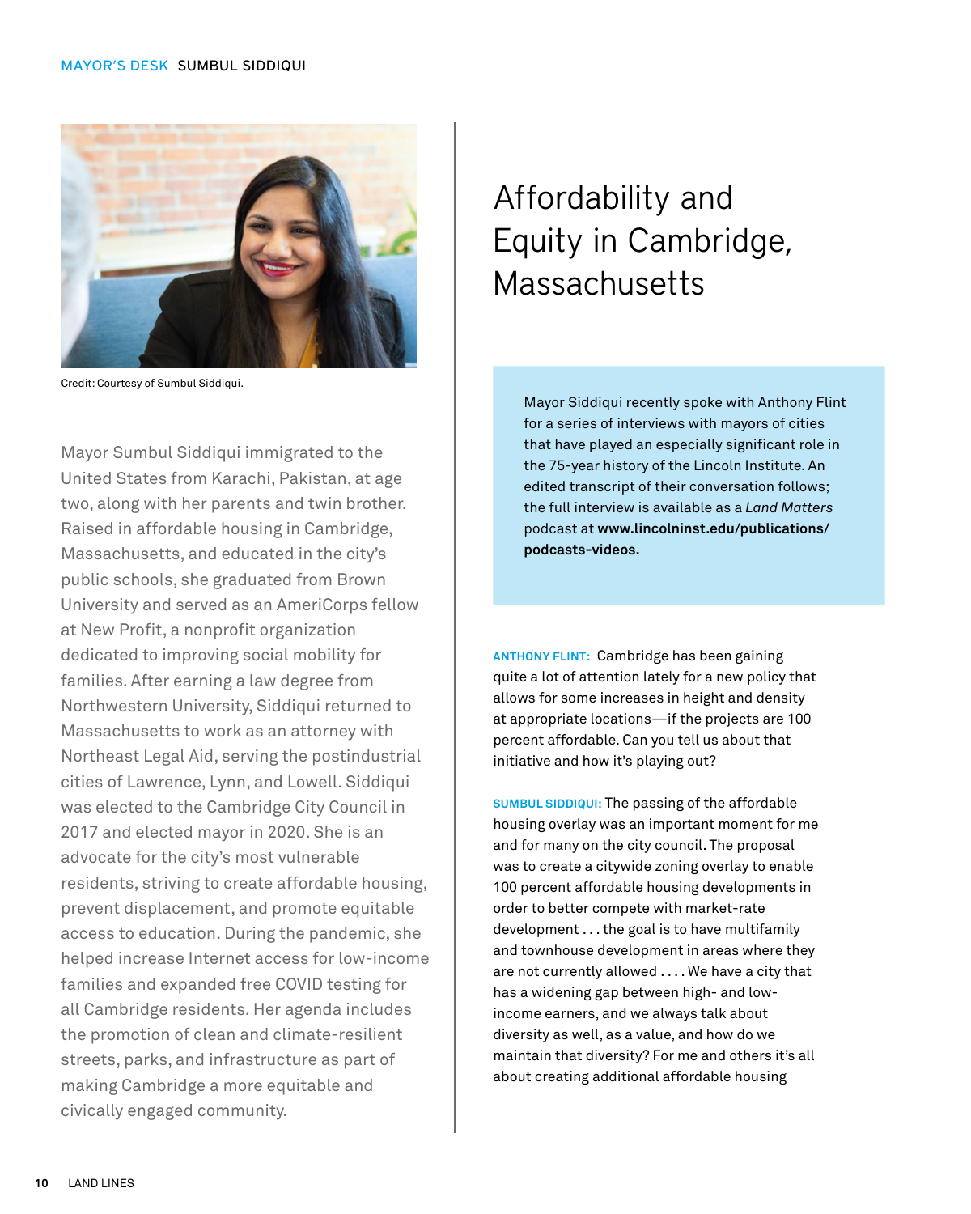MAYOR'S DESK SUMBUL SIDDIQUI

Credit: Courtesy of Sumbul Siddiqui.

# Affordability and Equity in Cambridge, Massachusetts

Mayor Sumbul Siddiqui immigrated to the United States from Karachi, Pakistan, at age two, along with her parents and twin brother. Raised in affordable housing in Cambridge, Massachusetts, and educated in the city's public schools, she graduated from Brown University and served as an AmeriCorps fellow at New Profit, a nonprofit organization dedicated to improving social mobility for families. After earning a law degree from Northwestern University, Siddiqui returned to Massachusetts to work as an attorney with Northeast Legal Aid, serving the postindustrial cities of Lawrence, Lynn, and Lowell. Siddiqui was elected to the Cambridge City Council in 2017 and elected mayor in 2020. She is an advocate for the city's most vulnerable residents, striving to create affordable housing, prevent displacement, and promote equitable access to education. During the pandemic, she helped increase Internet access for low-income families and expanded free COVID testing for all Cambridge residents. Her agenda includes the promotion of clean and climate-resilient streets, parks, and infrastructure as part of making Cambridge a more equitable and civically engaged community.

Mayor Siddiqui recently spoke with Anthony Flint for a series of interviews with mayors of cities that have played an especially significant role in the 75-year history of the Lincoln Institute. An edited transcript of their conversation follows; the full interview is available as a *Land Matters* podcast at **www.lincolninst.edu/publications/podcasts-videos.**

**ANTHONY FLINT:** Cambridge has been gaining quite a lot of attention lately for a new policy that allows for some increases in height and density at appropriate locations—if the projects are 100 percent affordable. Can you tell us about that initiative and how it's playing out?

**SUMBUL SIDDIQUI:** The passing of the affordable housing overlay was an important moment for me and for many on the city council. The proposal was to create a citywide zoning overlay to enable 100 percent affordable housing developments in order to better compete with market-rate development . . . the goal is to have multifamily and townhouse development in areas where they are not currently allowed . . . . We have a city that has a widening gap between high- and low-income earners, and we always talk about diversity as well, as a value, and how do we maintain that diversity? For me and others it's all about creating additional affordable housing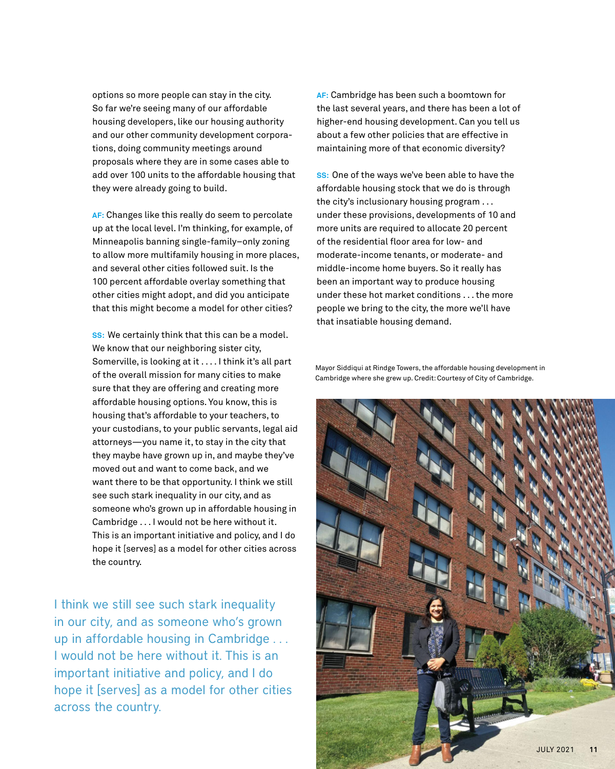options so more people can stay in the city. So far we're seeing many of our affordable housing developers, like our housing authority and our other community development corporations, doing community meetings around proposals where they are in some cases able to add over 100 units to the affordable housing that they were already going to build.

**AF:** Changes like this really do seem to percolate up at the local level. I'm thinking, for example, of Minneapolis banning single-family–only zoning to allow more multifamily housing in more places, and several other cities followed suit. Is the 100 percent affordable overlay something that other cities might adopt, and did you anticipate that this might become a model for other cities?

**SS:** We certainly think that this can be a model. We know that our neighboring sister city, Somerville, is looking at it . . . . I think it's all part of the overall mission for many cities to make sure that they are offering and creating more affordable housing options. You know, this is housing that's affordable to your teachers, to your custodians, to your public servants, legal aid attorneys—you name it, to stay in the city that they maybe have grown up in, and maybe they've moved out and want to come back, and we want there to be that opportunity. I think we still see such stark inequality in our city, and as someone who's grown up in affordable housing in Cambridge . . . I would not be here without it. This is an important initiative and policy, and I do hope it [serves] as a model for other cities across the country.

> I think we still see such stark inequality in our city, and as someone who's grown up in affordable housing in Cambridge . . . I would not be here without it. This is an important initiative and policy, and I do hope it [serves] as a model for other cities across the country.

**AF:** Cambridge has been such a boomtown for the last several years, and there has been a lot of higher-end housing development. Can you tell us about a few other policies that are effective in maintaining more of that economic diversity?

**SS:** One of the ways we've been able to have the affordable housing stock that we do is through the city's inclusionary housing program . . . under these provisions, developments of 10 and more units are required to allocate 20 percent of the residential floor area for low- and moderate-income tenants, or moderate- and middle-income home buyers. So it really has been an important way to produce housing under these hot market conditions . . . the more people we bring to the city, the more we'll have that insatiable housing demand.

Mayor Siddiqui at Rindge Towers, the affordable housing development in Cambridge where she grew up. Credit: Courtesy of City of Cambridge.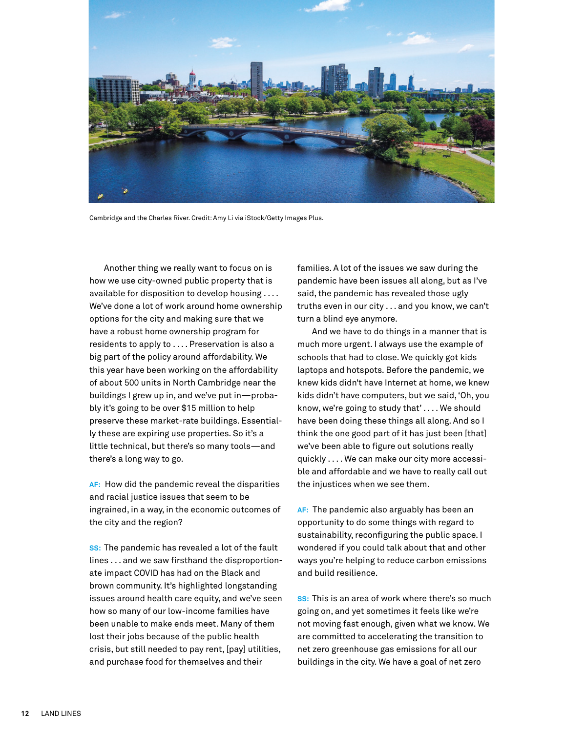Cambridge and the Charles River. Credit: Amy Li via iStock/Getty Images Plus.

Another thing we really want to focus on is how we use city-owned public property that is available for disposition to develop housing . . . . We've done a lot of work around home ownership options for the city and making sure that we have a robust home ownership program for residents to apply to . . . . Preservation is also a big part of the policy around affordability. We this year have been working on the affordability of about 500 units in North Cambridge near the buildings I grew up in, and we've put in—probably it's going to be over $15 million to help preserve these market-rate buildings. Essentially these are expiring use properties. So it's a little technical, but there's so many tools—and there's a long way to go.

**AF:** How did the pandemic reveal the disparities and racial justice issues that seem to be ingrained, in a way, in the economic outcomes of the city and the region?

**SS:** The pandemic has revealed a lot of the fault lines . . . and we saw firsthand the disproportionate impact COVID has had on the Black and brown community. It's highlighted longstanding issues around health care equity, and we've seen how so many of our low-income families have been unable to make ends meet. Many of them lost their jobs because of the public health crisis, but still needed to pay rent, [pay] utilities, and purchase food for themselves and their families. A lot of the issues we saw during the pandemic have been issues all along, but as I've said, the pandemic has revealed those ugly truths even in our city . . . and you know, we can't turn a blind eye anymore.

And we have to do things in a manner that is much more urgent. I always use the example of schools that had to close. We quickly got kids laptops and hotspots. Before the pandemic, we knew kids didn't have Internet at home, we knew kids didn't have computers, but we said, 'Oh, you know, we're going to study that' . . . . We should have been doing these things all along. And so I think the one good part of it has just been [that] we've been able to figure out solutions really quickly . . . . We can make our city more accessible and affordable and we have to really call out the injustices when we see them.

**AF:** The pandemic also arguably has been an opportunity to do some things with regard to sustainability, reconfiguring the public space. I wondered if you could talk about that and other ways you're helping to reduce carbon emissions and build resilience.

**SS:** This is an area of work where there's so much going on, and yet sometimes it feels like we're not moving fast enough, given what we know. We are committed to accelerating the transition to net zero greenhouse gas emissions for all our buildings in the city. We have a goal of net zero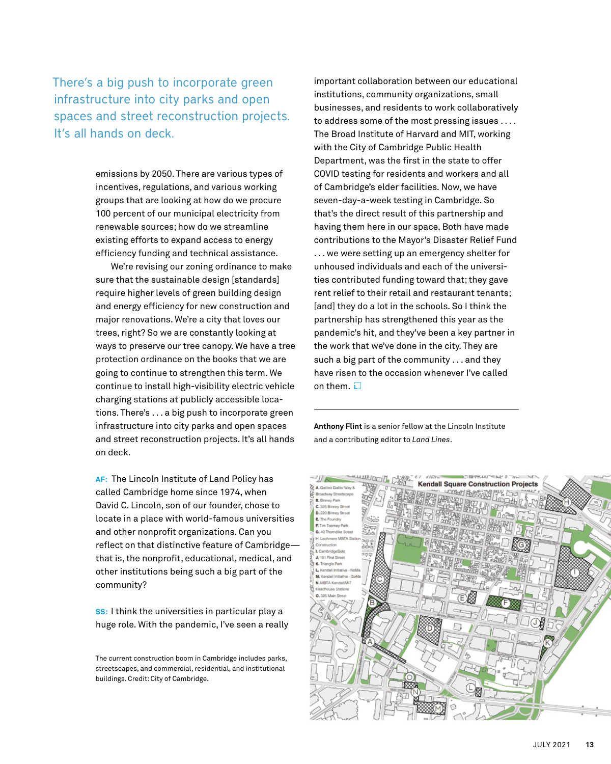> There's a big push to incorporate green infrastructure into city parks and open spaces and street reconstruction projects. It's all hands on deck.

emissions by 2050. There are various types of incentives, regulations, and various working groups that are looking at how do we procure 100 percent of our municipal electricity from renewable sources; how do we streamline existing efforts to expand access to energy efficiency funding and technical assistance.

We're revising our zoning ordinance to make sure that the sustainable design [standards] require higher levels of green building design and energy efficiency for new construction and major renovations. We're a city that loves our trees, right? So we are constantly looking at ways to preserve our tree canopy. We have a tree protection ordinance on the books that we are going to continue to strengthen this term. We continue to install high-visibility electric vehicle charging stations at publicly accessible locations. There's . . . a big push to incorporate green infrastructure into city parks and open spaces and street reconstruction projects. It's all hands on deck.

**AF:** The Lincoln Institute of Land Policy has called Cambridge home since 1974, when David C. Lincoln, son of our founder, chose to locate in a place with world-famous universities and other nonprofit organizations. Can you reflect on that distinctive feature of Cambridge—that is, the nonprofit, educational, medical, and other institutions being such a big part of the community?

**SS:** I think the universities in particular play a huge role. With the pandemic, I've seen a really important collaboration between our educational institutions, community organizations, small businesses, and residents to work collaboratively to address some of the most pressing issues . . . . The Broad Institute of Harvard and MIT, working with the City of Cambridge Public Health Department, was the first in the state to offer COVID testing for residents and workers and all of Cambridge's elder facilities. Now, we have seven-day-a-week testing in Cambridge. So that's the direct result of this partnership and having them here in our space. Both have made contributions to the Mayor's Disaster Relief Fund . . . we were setting up an emergency shelter for unhoused individuals and each of the universities contributed funding toward that; they gave rent relief to their retail and restaurant tenants; [and] they do a lot in the schools. So I think the partnership has strengthened this year as the pandemic's hit, and they've been a key partner in the work that we've done in the city. They are such a big part of the community . . . and they have risen to the occasion whenever I've called on them.

---

**Anthony Flint** is a senior fellow at the Lincoln Institute and a contributing editor to *Land Lines*.

Kendall Square Construction Projects

A. Galileo Galilei Way & Broadway Streetscape
B. Binney Park
C. 325 Binney Street
D. 220 Binney Street
E. The Foundry
F. Tim Toomey Park
G. 40 Thorndike Street
H. Lechmere MBTA Station Construction
I. CambridgeSide
J. 161 First Street
K. Triangle Park
L. Kendall Initiative - NoMa
M. Kendall Initiative - SoMa
N. MBTA Kendall/MIT Headhouse Stations
O. 325 Main Street

The current construction boom in Cambridge includes parks, streetscapes, and commercial, residential, and institutional buildings. Credit: City of Cambridge.